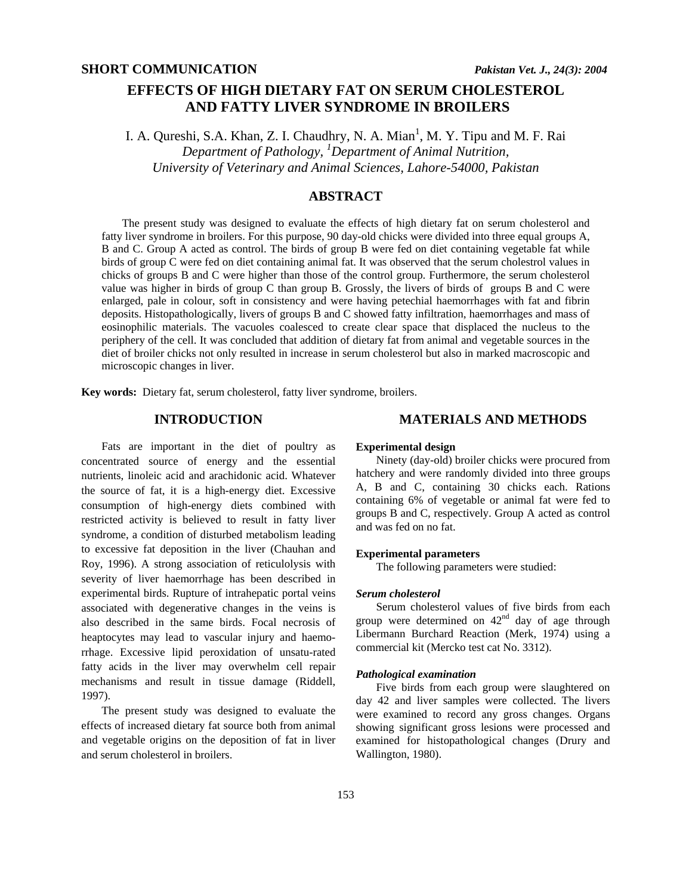**SHORT COMMUNICATION**

# EFFECTS OF HIGH DIETARY FAT ON SERUM CHOLESTEROL AND FATTY LIVER SYNDROME IN BROILERS

I. A. Qureshi, S.A. Khan, Z. I. Chaudhry, N. A. Mian[1], M. Y. Tipu and M. F. Rai

*Department of Pathology, [1]Department of Animal Nutrition, University of Veterinary and Animal Sciences, Lahore-54000, Pakistan*

## ABSTRACT

The present study was designed to evaluate the effects of high dietary fat on serum cholesterol and fatty liver syndrome in broilers. For this purpose, 90 day-old chicks were divided into three equal groups A, B and C. Group A acted as control. The birds of group B were fed on diet containing vegetable fat while birds of group C were fed on diet containing animal fat. It was observed that the serum cholestrol values in chicks of groups B and C were higher than those of the control group. Furthermore, the serum cholesterol value was higher in birds of group C than group B. Grossly, the livers of birds of groups B and C were enlarged, pale in colour, soft in consistency and were having petechial haemorrhages with fat and fibrin deposits. Histopathologically, livers of groups B and C showed fatty infiltration, haemorrhages and mass of eosinophilic materials. The vacuoles coalesced to create clear space that displaced the nucleus to the periphery of the cell. It was concluded that addition of dietary fat from animal and vegetable sources in the diet of broiler chicks not only resulted in increase in serum cholesterol but also in marked macroscopic and microscopic changes in liver.

**Key words:** Dietary fat, serum cholesterol, fatty liver syndrome, broilers.

## INTRODUCTION

Fats are important in the diet of poultry as concentrated source of energy and the essential nutrients, linoleic acid and arachidonic acid. Whatever the source of fat, it is a high-energy diet. Excessive consumption of high-energy diets combined with restricted activity is believed to result in fatty liver syndrome, a condition of disturbed metabolism leading to excessive fat deposition in the liver (Chauhan and Roy, 1996). A strong association of reticulolysis with severity of liver haemorrhage has been described in experimental birds. Rupture of intrahepatic portal veins associated with degenerative changes in the veins is also described in the same birds. Focal necrosis of heaptocytes may lead to vascular injury and haemorrhage. Excessive lipid peroxidation of unsatu-rated fatty acids in the liver may overwhelm cell repair mechanisms and result in tissue damage (Riddell, 1997).

The present study was designed to evaluate the effects of increased dietary fat source both from animal and vegetable origins on the deposition of fat in liver and serum cholesterol in broilers.

## MATERIALS AND METHODS

### Experimental design

Ninety (day-old) broiler chicks were procured from hatchery and were randomly divided into three groups A, B and C, containing 30 chicks each. Rations containing 6% of vegetable or animal fat were fed to groups B and C, respectively. Group A acted as control and was fed on no fat.

### Experimental parameters

The following parameters were studied:

#### *Serum cholesterol*

Serum cholesterol values of five birds from each group were determined on 42nd day of age through Libermann Burchard Reaction (Merk, 1974) using a commercial kit (Mercko test cat No. 3312).

#### *Pathological examination*

Five birds from each group were slaughtered on day 42 and liver samples were collected. The livers were examined to record any gross changes. Organs showing significant gross lesions were processed and examined for histopathological changes (Drury and Wallington, 1980).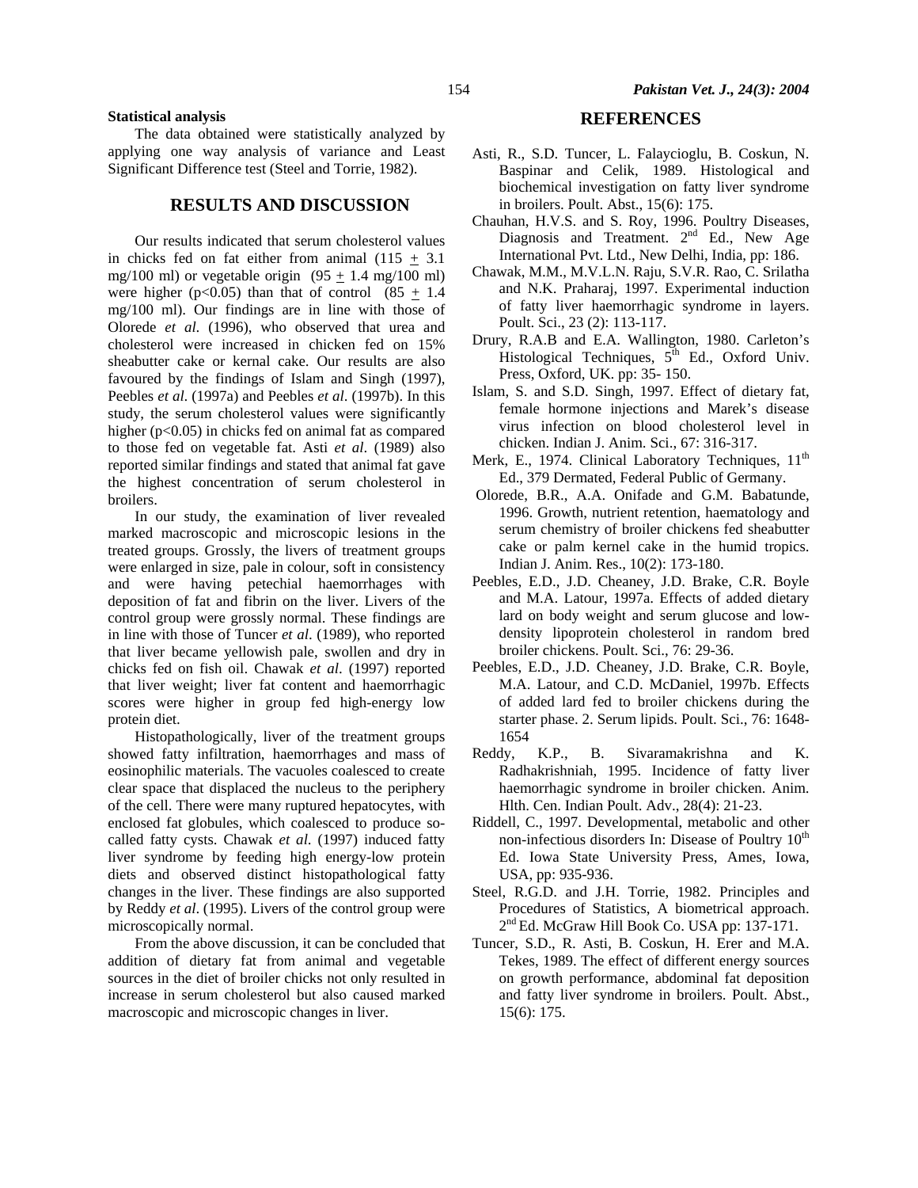**Statistical analysis**

The data obtained were statistically analyzed by applying one way analysis of variance and Least Significant Difference test (Steel and Torrie, 1982).

## RESULTS AND DISCUSSION

Our results indicated that serum cholesterol values in chicks fed on fat either from animal ($115 \pm 3.1$ mg/100 ml) or vegetable origin ($95 \pm 1.4$ mg/100 ml) were higher ($p<0.05$) than that of control ($85 \pm 1.4$ mg/100 ml). Our findings are in line with those of Olorede *et al*. (1996), who observed that urea and cholesterol were increased in chicken fed on 15% sheabutter cake or kernal cake. Our results are also favoured by the findings of Islam and Singh (1997), Peebles *et al*. (1997a) and Peebles *et al*. (1997b). In this study, the serum cholesterol values were significantly higher ($p<0.05$) in chicks fed on animal fat as compared to those fed on vegetable fat. Asti *et al*. (1989) also reported similar findings and stated that animal fat gave the highest concentration of serum cholesterol in broilers.

In our study, the examination of liver revealed marked macroscopic and microscopic lesions in the treated groups. Grossly, the livers of treatment groups were enlarged in size, pale in colour, soft in consistency and were having petechial haemorrhages with deposition of fat and fibrin on the liver. Livers of the control group were grossly normal. These findings are in line with those of Tuncer *et al*. (1989), who reported that liver became yellowish pale, swollen and dry in chicks fed on fish oil. Chawak *et al*. (1997) reported that liver weight; liver fat content and haemorrhagic scores were higher in group fed high-energy low protein diet.

Histopathologically, liver of the treatment groups showed fatty infiltration, haemorrhages and mass of eosinophilic materials. The vacuoles coalesced to create clear space that displaced the nucleus to the periphery of the cell. There were many ruptured hepatocytes, with enclosed fat globules, which coalesced to produce so-called fatty cysts. Chawak *et al*. (1997) induced fatty liver syndrome by feeding high energy-low protein diets and observed distinct histopathological fatty changes in the liver. These findings are also supported by Reddy *et al*. (1995). Livers of the control group were microscopically normal.

From the above discussion, it can be concluded that addition of dietary fat from animal and vegetable sources in the diet of broiler chicks not only resulted in increase in serum cholesterol but also caused marked macroscopic and microscopic changes in liver.

## REFERENCES

Asti, R., S.D. Tuncer, L. Falaycioglu, B. Coskun, N. Baspinar and Celik, 1989. Histological and biochemical investigation on fatty liver syndrome in broilers. Poult. Abst., 15(6): 175.

Chauhan, H.V.S. and S. Roy, 1996. Poultry Diseases, Diagnosis and Treatment. 2nd Ed., New Age International Pvt. Ltd., New Delhi, India, pp: 186.

Chawak, M.M., M.V.L.N. Raju, S.V.R. Rao, C. Srilatha and N.K. Praharaj, 1997. Experimental induction of fatty liver haemorrhagic syndrome in layers. Poult. Sci., 23 (2): 113-117.

Drury, R.A.B and E.A. Wallington, 1980. Carleton's Histological Techniques, 5th Ed., Oxford Univ. Press, Oxford, UK. pp: 35- 150.

Islam, S. and S.D. Singh, 1997. Effect of dietary fat, female hormone injections and Marek's disease virus infection on blood cholesterol level in chicken. Indian J. Anim. Sci., 67: 316-317.

Merk, E., 1974. Clinical Laboratory Techniques, 11th Ed., 379 Dermated, Federal Public of Germany.

Olorede, B.R., A.A. Onifade and G.M. Babatunde, 1996. Growth, nutrient retention, haematology and serum chemistry of broiler chickens fed sheabutter cake or palm kernel cake in the humid tropics. Indian J. Anim. Res., 10(2): 173-180.

Peebles, E.D., J.D. Cheaney, J.D. Brake, C.R. Boyle and M.A. Latour, 1997a. Effects of added dietary lard on body weight and serum glucose and low-density lipoprotein cholesterol in random bred broiler chickens. Poult. Sci., 76: 29-36.

Peebles, E.D., J.D. Cheaney, J.D. Brake, C.R. Boyle, M.A. Latour, and C.D. McDaniel, 1997b. Effects of added lard fed to broiler chickens during the starter phase. 2. Serum lipids. Poult. Sci., 76: 1648-1654

Reddy, K.P., B. Sivaramakrishna and K. Radhakrishniah, 1995. Incidence of fatty liver haemorrhagic syndrome in broiler chicken. Anim. Hlth. Cen. Indian Poult. Adv., 28(4): 21-23.

Riddell, C., 1997. Developmental, metabolic and other non-infectious disorders In: Disease of Poultry 10th Ed. Iowa State University Press, Ames, Iowa, USA, pp: 935-936.

Steel, R.G.D. and J.H. Torrie, 1982. Principles and Procedures of Statistics, A biometrical approach. 2nd Ed. McGraw Hill Book Co. USA pp: 137-171.

Tuncer, S.D., R. Asti, B. Coskun, H. Erer and M.A. Tekes, 1989. The effect of different energy sources on growth performance, abdominal fat deposition and fatty liver syndrome in broilers. Poult. Abst., 15(6): 175.